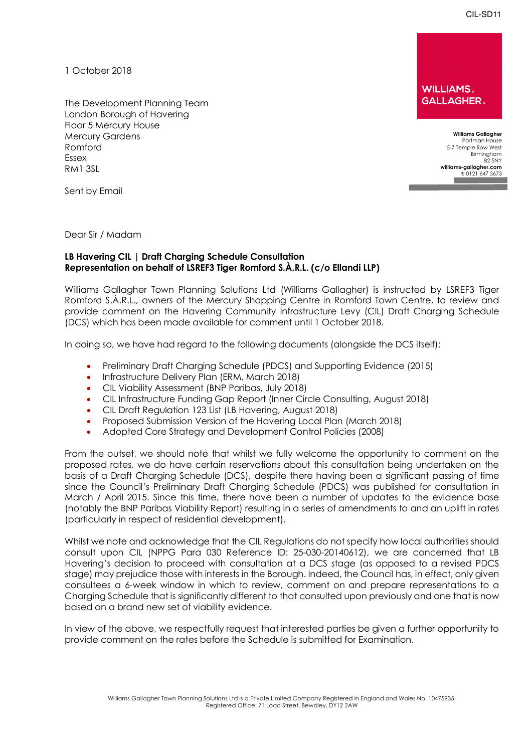CIL-SD11

1 October 2018

The Development Planning Team
London Borough of Havering
Floor 5 Mercury House
Mercury Gardens
Romford
Essex
RM1 3SL

Sent by Email

**WILLIAMS. GALLAGHER.**

**Williams Gallagher**
Portman House
5-7 Temple Row West
Birmingham
B2 5NY
**williams-gallagher.com**
**t:** 0121 647 3673

Dear Sir / Madam

**LB Havering CIL | Draft Charging Schedule Consultation**
**Representation on behalf of LSREF3 Tiger Romford S.À.R.L. (c/o Ellandi LLP)**

Williams Gallagher Town Planning Solutions Ltd (Williams Gallagher) is instructed by LSREF3 Tiger Romford S.À.R.L., owners of the Mercury Shopping Centre in Romford Town Centre, to review and provide comment on the Havering Community Infrastructure Levy (CIL) Draft Charging Schedule (DCS) which has been made available for comment until 1 October 2018.

In doing so, we have had regard to the following documents (alongside the DCS itself):

- Preliminary Draft Charging Schedule (PDCS) and Supporting Evidence (2015)
- Infrastructure Delivery Plan (ERM, March 2018)
- CIL Viability Assessment (BNP Paribas, July 2018)
- CIL Infrastructure Funding Gap Report (Inner Circle Consulting, August 2018)
- CIL Draft Regulation 123 List (LB Havering, August 2018)
- Proposed Submission Version of the Havering Local Plan (March 2018)
- Adopted Core Strategy and Development Control Policies (2008)

From the outset, we should note that whilst we fully welcome the opportunity to comment on the proposed rates, we do have certain reservations about this consultation being undertaken on the basis of a Draft Charging Schedule (DCS), despite there having been a significant passing of time since the Council's Preliminary Draft Charging Schedule (PDCS) was published for consultation in March / April 2015. Since this time, there have been a number of updates to the evidence base (notably the BNP Paribas Viability Report) resulting in a series of amendments to and an uplift in rates (particularly in respect of residential development).

Whilst we note and acknowledge that the CIL Regulations do not specify how local authorities should consult upon CIL (NPPG Para 030 Reference ID: 25-030-20140612), we are concerned that LB Havering's decision to proceed with consultation at a DCS stage (as opposed to a revised PDCS stage) may prejudice those with interests in the Borough. Indeed, the Council has, in effect, only given consultees a 6-week window in which to review, comment on and prepare representations to a Charging Schedule that is significantly different to that consulted upon previously and one that is now based on a brand new set of viability evidence.

In view of the above, we respectfully request that interested parties be given a further opportunity to provide comment on the rates before the Schedule is submitted for Examination.

Williams Gallagher Town Planning Solutions Ltd is a Private Limited Company Registered in England and Wales No. 10475935.
Registered Office: 71 Load Street, Bewdley, DY12 2AW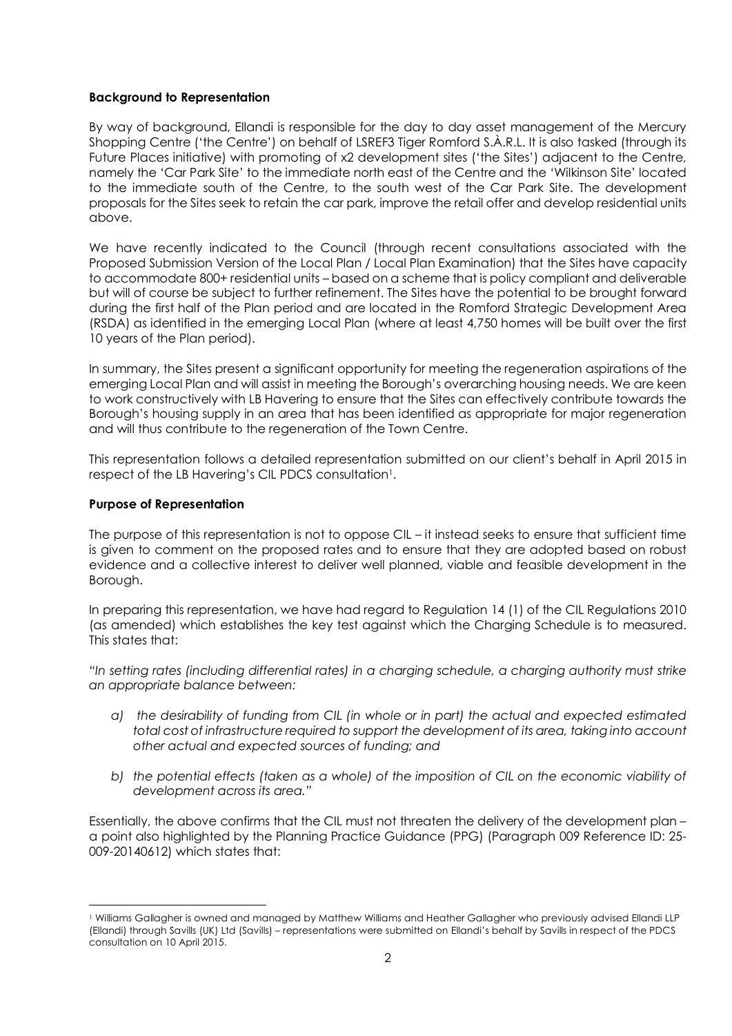**Background to Representation**

By way of background, Ellandi is responsible for the day to day asset management of the Mercury Shopping Centre ('the Centre') on behalf of LSREF3 Tiger Romford S.À.R.L. It is also tasked (through its Future Places initiative) with promoting of x2 development sites ('the Sites') adjacent to the Centre, namely the 'Car Park Site' to the immediate north east of the Centre and the 'Wilkinson Site' located to the immediate south of the Centre, to the south west of the Car Park Site. The development proposals for the Sites seek to retain the car park, improve the retail offer and develop residential units above.

We have recently indicated to the Council (through recent consultations associated with the Proposed Submission Version of the Local Plan / Local Plan Examination) that the Sites have capacity to accommodate 800+ residential units – based on a scheme that is policy compliant and deliverable but will of course be subject to further refinement. The Sites have the potential to be brought forward during the first half of the Plan period and are located in the Romford Strategic Development Area (RSDA) as identified in the emerging Local Plan (where at least 4,750 homes will be built over the first 10 years of the Plan period).

In summary, the Sites present a significant opportunity for meeting the regeneration aspirations of the emerging Local Plan and will assist in meeting the Borough's overarching housing needs. We are keen to work constructively with LB Havering to ensure that the Sites can effectively contribute towards the Borough's housing supply in an area that has been identified as appropriate for major regeneration and will thus contribute to the regeneration of the Town Centre.

This representation follows a detailed representation submitted on our client's behalf in April 2015 in respect of the LB Havering's CIL PDCS consultation[1].

**Purpose of Representation**

The purpose of this representation is not to oppose CIL – it instead seeks to ensure that sufficient time is given to comment on the proposed rates and to ensure that they are adopted based on robust evidence and a collective interest to deliver well planned, viable and feasible development in the Borough.

In preparing this representation, we have had regard to Regulation 14 (1) of the CIL Regulations 2010 (as amended) which establishes the key test against which the Charging Schedule is to measured. This states that:

*"In setting rates (including differential rates) in a charging schedule, a charging authority must strike an appropriate balance between:*

- *a) the desirability of funding from CIL (in whole or in part) the actual and expected estimated total cost of infrastructure required to support the development of its area, taking into account other actual and expected sources of funding; and*
- *b) the potential effects (taken as a whole) of the imposition of CIL on the economic viability of development across its area."*

Essentially, the above confirms that the CIL must not threaten the delivery of the development plan – a point also highlighted by the Planning Practice Guidance (PPG) (Paragraph 009 Reference ID: 25-009-20140612) which states that:

[1] Williams Gallagher is owned and managed by Matthew Williams and Heather Gallagher who previously advised Ellandi LLP (Ellandi) through Savills (UK) Ltd (Savills) – representations were submitted on Ellandi's behalf by Savills in respect of the PDCS consultation on 10 April 2015.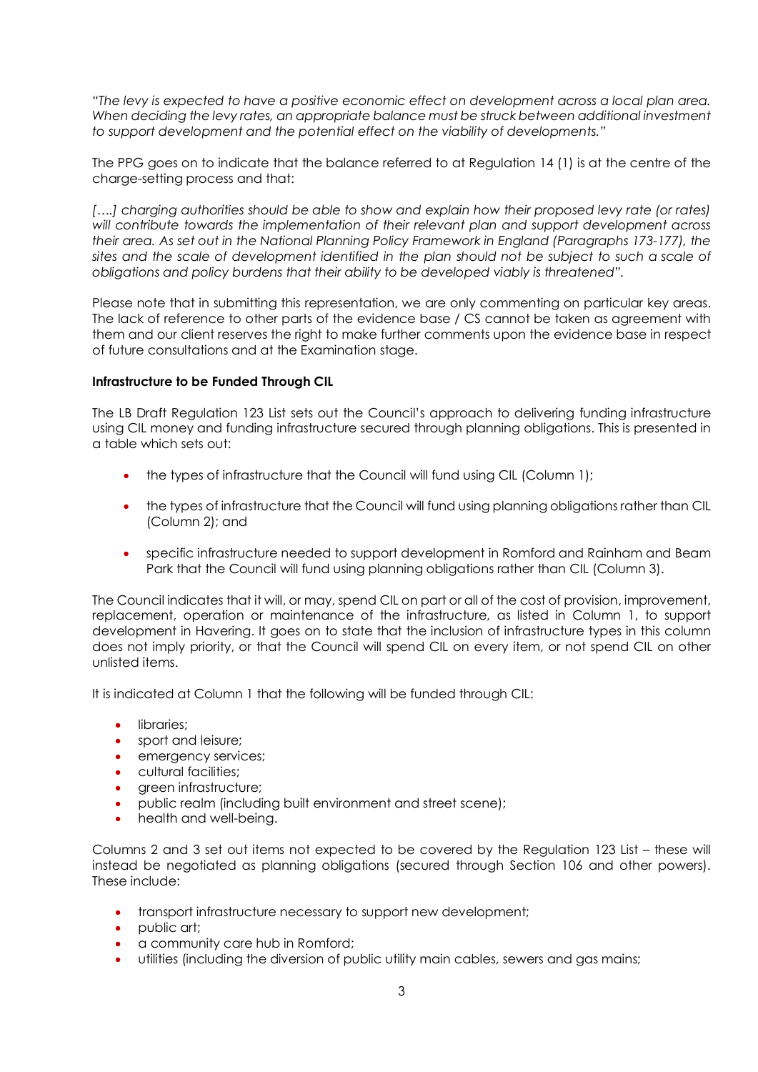*"The levy is expected to have a positive economic effect on development across a local plan area. When deciding the levy rates, an appropriate balance must be struck between additional investment to support development and the potential effect on the viability of developments."*

The PPG goes on to indicate that the balance referred to at Regulation 14 (1) is at the centre of the charge-setting process and that:

*[….] charging authorities should be able to show and explain how their proposed levy rate (or rates) will contribute towards the implementation of their relevant plan and support development across their area. As set out in the National Planning Policy Framework in England (Paragraphs 173-177), the sites and the scale of development identified in the plan should not be subject to such a scale of obligations and policy burdens that their ability to be developed viably is threatened".*

Please note that in submitting this representation, we are only commenting on particular key areas. The lack of reference to other parts of the evidence base / CS cannot be taken as agreement with them and our client reserves the right to make further comments upon the evidence base in respect of future consultations and at the Examination stage.

**Infrastructure to be Funded Through CIL**

The LB Draft Regulation 123 List sets out the Council's approach to delivering funding infrastructure using CIL money and funding infrastructure secured through planning obligations. This is presented in a table which sets out:

- the types of infrastructure that the Council will fund using CIL (Column 1);
- the types of infrastructure that the Council will fund using planning obligations rather than CIL (Column 2); and
- specific infrastructure needed to support development in Romford and Rainham and Beam Park that the Council will fund using planning obligations rather than CIL (Column 3).

The Council indicates that it will, or may, spend CIL on part or all of the cost of provision, improvement, replacement, operation or maintenance of the infrastructure, as listed in Column 1, to support development in Havering. It goes on to state that the inclusion of infrastructure types in this column does not imply priority, or that the Council will spend CIL on every item, or not spend CIL on other unlisted items.

It is indicated at Column 1 that the following will be funded through CIL:

- libraries;
- sport and leisure;
- emergency services;
- cultural facilities;
- green infrastructure;
- public realm (including built environment and street scene);
- health and well-being.

Columns 2 and 3 set out items not expected to be covered by the Regulation 123 List – these will instead be negotiated as planning obligations (secured through Section 106 and other powers). These include:

- transport infrastructure necessary to support new development;
- public art;
- a community care hub in Romford;
- utilities (including the diversion of public utility main cables, sewers and gas mains;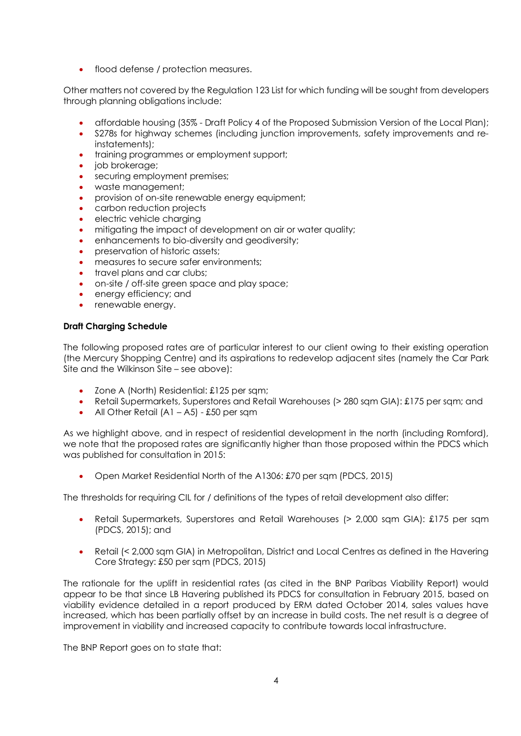- flood defense / protection measures.

Other matters not covered by the Regulation 123 List for which funding will be sought from developers through planning obligations include:

- affordable housing (35% - Draft Policy 4 of the Proposed Submission Version of the Local Plan);
- S278s for highway schemes (including junction improvements, safety improvements and re-instatements);
- training programmes or employment support;
- job brokerage;
- securing employment premises;
- waste management;
- provision of on-site renewable energy equipment;
- carbon reduction projects
- electric vehicle charging
- mitigating the impact of development on air or water quality;
- enhancements to bio-diversity and geodiversity;
- preservation of historic assets;
- measures to secure safer environments;
- travel plans and car clubs;
- on-site / off-site green space and play space;
- energy efficiency; and
- renewable energy.

**Draft Charging Schedule**

The following proposed rates are of particular interest to our client owing to their existing operation (the Mercury Shopping Centre) and its aspirations to redevelop adjacent sites (namely the Car Park Site and the Wilkinson Site – see above):

- Zone A (North) Residential: £125 per sqm;
- Retail Supermarkets, Superstores and Retail Warehouses (> 280 sqm GIA): £175 per sqm; and
- All Other Retail (A1 – A5) - £50 per sqm

As we highlight above, and in respect of residential development in the north (including Romford), we note that the proposed rates are significantly higher than those proposed within the PDCS which was published for consultation in 2015:

- Open Market Residential North of the A1306: £70 per sqm (PDCS, 2015)

The thresholds for requiring CIL for / definitions of the types of retail development also differ:

- Retail Supermarkets, Superstores and Retail Warehouses (> 2,000 sqm GIA): £175 per sqm (PDCS, 2015); and
- Retail (< 2,000 sqm GIA) in Metropolitan, District and Local Centres as defined in the Havering Core Strategy: £50 per sqm (PDCS, 2015)

The rationale for the uplift in residential rates (as cited in the BNP Paribas Viability Report) would appear to be that since LB Havering published its PDCS for consultation in February 2015, based on viability evidence detailed in a report produced by ERM dated October 2014, sales values have increased, which has been partially offset by an increase in build costs. The net result is a degree of improvement in viability and increased capacity to contribute towards local infrastructure.

The BNP Report goes on to state that: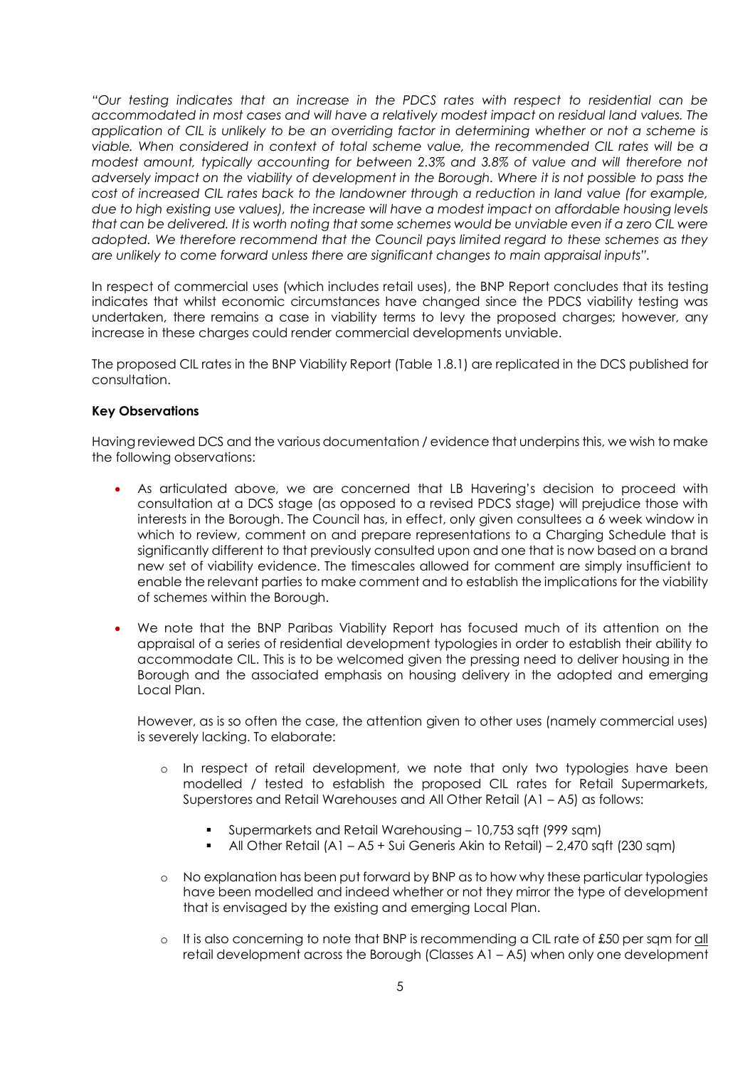*"Our testing indicates that an increase in the PDCS rates with respect to residential can be accommodated in most cases and will have a relatively modest impact on residual land values. The application of CIL is unlikely to be an overriding factor in determining whether or not a scheme is viable. When considered in context of total scheme value, the recommended CIL rates will be a modest amount, typically accounting for between 2.3% and 3.8% of value and will therefore not adversely impact on the viability of development in the Borough. Where it is not possible to pass the cost of increased CIL rates back to the landowner through a reduction in land value (for example, due to high existing use values), the increase will have a modest impact on affordable housing levels that can be delivered. It is worth noting that some schemes would be unviable even if a zero CIL were adopted. We therefore recommend that the Council pays limited regard to these schemes as they are unlikely to come forward unless there are significant changes to main appraisal inputs".*

In respect of commercial uses (which includes retail uses), the BNP Report concludes that its testing indicates that whilst economic circumstances have changed since the PDCS viability testing was undertaken, there remains a case in viability terms to levy the proposed charges; however, any increase in these charges could render commercial developments unviable.

The proposed CIL rates in the BNP Viability Report (Table 1.8.1) are replicated in the DCS published for consultation.

**Key Observations**

Having reviewed DCS and the various documentation / evidence that underpins this, we wish to make the following observations:

- As articulated above, we are concerned that LB Havering's decision to proceed with consultation at a DCS stage (as opposed to a revised PDCS stage) will prejudice those with interests in the Borough. The Council has, in effect, only given consultees a 6 week window in which to review, comment on and prepare representations to a Charging Schedule that is significantly different to that previously consulted upon and one that is now based on a brand new set of viability evidence. The timescales allowed for comment are simply insufficient to enable the relevant parties to make comment and to establish the implications for the viability of schemes within the Borough.

- We note that the BNP Paribas Viability Report has focused much of its attention on the appraisal of a series of residential development typologies in order to establish their ability to accommodate CIL. This is to be welcomed given the pressing need to deliver housing in the Borough and the associated emphasis on housing delivery in the adopted and emerging Local Plan.

  However, as is so often the case, the attention given to other uses (namely commercial uses) is severely lacking. To elaborate:

  - In respect of retail development, we note that only two typologies have been modelled / tested to establish the proposed CIL rates for Retail Supermarkets, Superstores and Retail Warehouses and All Other Retail (A1 – A5) as follows:
    - Supermarkets and Retail Warehousing – 10,753 sqft (999 sqm)
    - All Other Retail (A1 – A5 + Sui Generis Akin to Retail) – 2,470 sqft (230 sqm)
  - No explanation has been put forward by BNP as to how why these particular typologies have been modelled and indeed whether or not they mirror the type of development that is envisaged by the existing and emerging Local Plan.
  - It is also concerning to note that BNP is recommending a CIL rate of £50 per sqm for all retail development across the Borough (Classes A1 – A5) when only one development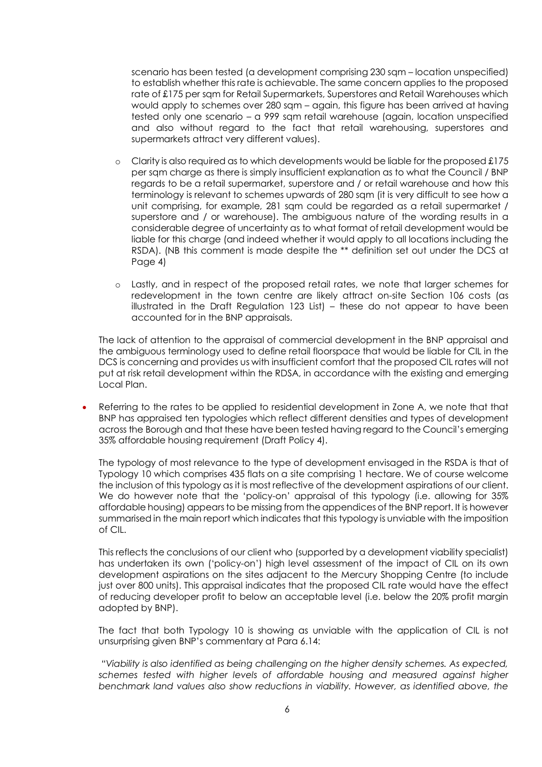scenario has been tested (a development comprising 230 sqm – location unspecified) to establish whether this rate is achievable. The same concern applies to the proposed rate of £175 per sqm for Retail Supermarkets, Superstores and Retail Warehouses which would apply to schemes over 280 sqm – again, this figure has been arrived at having tested only one scenario – a 999 sqm retail warehouse (again, location unspecified and also without regard to the fact that retail warehousing, superstores and supermarkets attract very different values).

- Clarity is also required as to which developments would be liable for the proposed £175 per sqm charge as there is simply insufficient explanation as to what the Council / BNP regards to be a retail supermarket, superstore and / or retail warehouse and how this terminology is relevant to schemes upwards of 280 sqm (it is very difficult to see how a unit comprising, for example, 281 sqm could be regarded as a retail supermarket / superstore and / or warehouse). The ambiguous nature of the wording results in a considerable degree of uncertainty as to what format of retail development would be liable for this charge (and indeed whether it would apply to all locations including the RSDA). (NB this comment is made despite the ** definition set out under the DCS at Page 4)

- Lastly, and in respect of the proposed retail rates, we note that larger schemes for redevelopment in the town centre are likely attract on-site Section 106 costs (as illustrated in the Draft Regulation 123 List) – these do not appear to have been accounted for in the BNP appraisals.

The lack of attention to the appraisal of commercial development in the BNP appraisal and the ambiguous terminology used to define retail floorspace that would be liable for CIL in the DCS is concerning and provides us with insufficient comfort that the proposed CIL rates will not put at risk retail development within the RDSA, in accordance with the existing and emerging Local Plan.

- Referring to the rates to be applied to residential development in Zone A, we note that that BNP has appraised ten typologies which reflect different densities and types of development across the Borough and that these have been tested having regard to the Council's emerging 35% affordable housing requirement (Draft Policy 4).

  The typology of most relevance to the type of development envisaged in the RSDA is that of Typology 10 which comprises 435 flats on a site comprising 1 hectare. We of course welcome the inclusion of this typology as it is most reflective of the development aspirations of our client. We do however note that the 'policy-on' appraisal of this typology (i.e. allowing for 35% affordable housing) appears to be missing from the appendices of the BNP report. It is however summarised in the main report which indicates that this typology is unviable with the imposition of CIL.

  This reflects the conclusions of our client who (supported by a development viability specialist) has undertaken its own ('policy-on') high level assessment of the impact of CIL on its own development aspirations on the sites adjacent to the Mercury Shopping Centre (to include just over 800 units). This appraisal indicates that the proposed CIL rate would have the effect of reducing developer profit to below an acceptable level (i.e. below the 20% profit margin adopted by BNP).

  The fact that both Typology 10 is showing as unviable with the application of CIL is not unsurprising given BNP's commentary at Para 6.14:

  *"Viability is also identified as being challenging on the higher density schemes. As expected, schemes tested with higher levels of affordable housing and measured against higher benchmark land values also show reductions in viability. However, as identified above, the*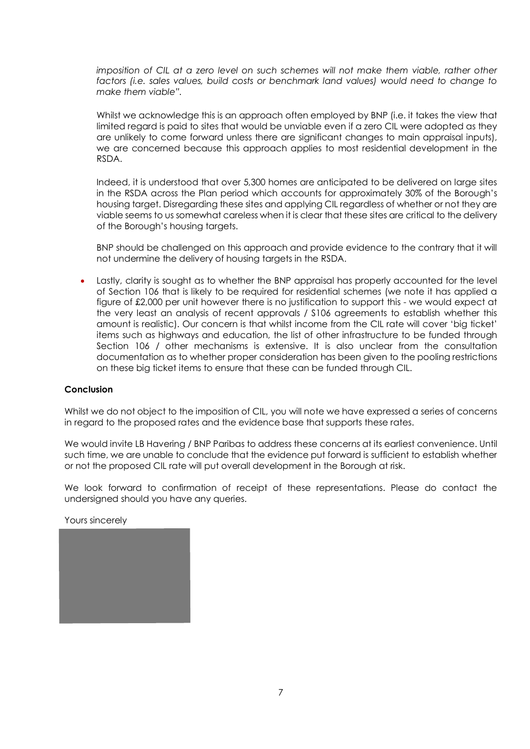*imposition of CIL at a zero level on such schemes will not make them viable, rather other factors (i.e. sales values, build costs or benchmark land values) would need to change to make them viable".*

Whilst we acknowledge this is an approach often employed by BNP (i.e. it takes the view that limited regard is paid to sites that would be unviable even if a zero CIL were adopted as they are unlikely to come forward unless there are significant changes to main appraisal inputs), we are concerned because this approach applies to most residential development in the RSDA.

Indeed, it is understood that over 5,300 homes are anticipated to be delivered on large sites in the RSDA across the Plan period which accounts for approximately 30% of the Borough's housing target. Disregarding these sites and applying CIL regardless of whether or not they are viable seems to us somewhat careless when it is clear that these sites are critical to the delivery of the Borough's housing targets.

BNP should be challenged on this approach and provide evidence to the contrary that it will not undermine the delivery of housing targets in the RSDA.

- Lastly, clarity is sought as to whether the BNP appraisal has properly accounted for the level of Section 106 that is likely to be required for residential schemes (we note it has applied a figure of £2,000 per unit however there is no justification to support this - we would expect at the very least an analysis of recent approvals / S106 agreements to establish whether this amount is realistic). Our concern is that whilst income from the CIL rate will cover 'big ticket' items such as highways and education, the list of other infrastructure to be funded through Section 106 / other mechanisms is extensive. It is also unclear from the consultation documentation as to whether proper consideration has been given to the pooling restrictions on these big ticket items to ensure that these can be funded through CIL.

**Conclusion**

Whilst we do not object to the imposition of CIL, you will note we have expressed a series of concerns in regard to the proposed rates and the evidence base that supports these rates.

We would invite LB Havering / BNP Paribas to address these concerns at its earliest convenience. Until such time, we are unable to conclude that the evidence put forward is sufficient to establish whether or not the proposed CIL rate will put overall development in the Borough at risk.

We look forward to confirmation of receipt of these representations. Please do contact the undersigned should you have any queries.

Yours sincerely